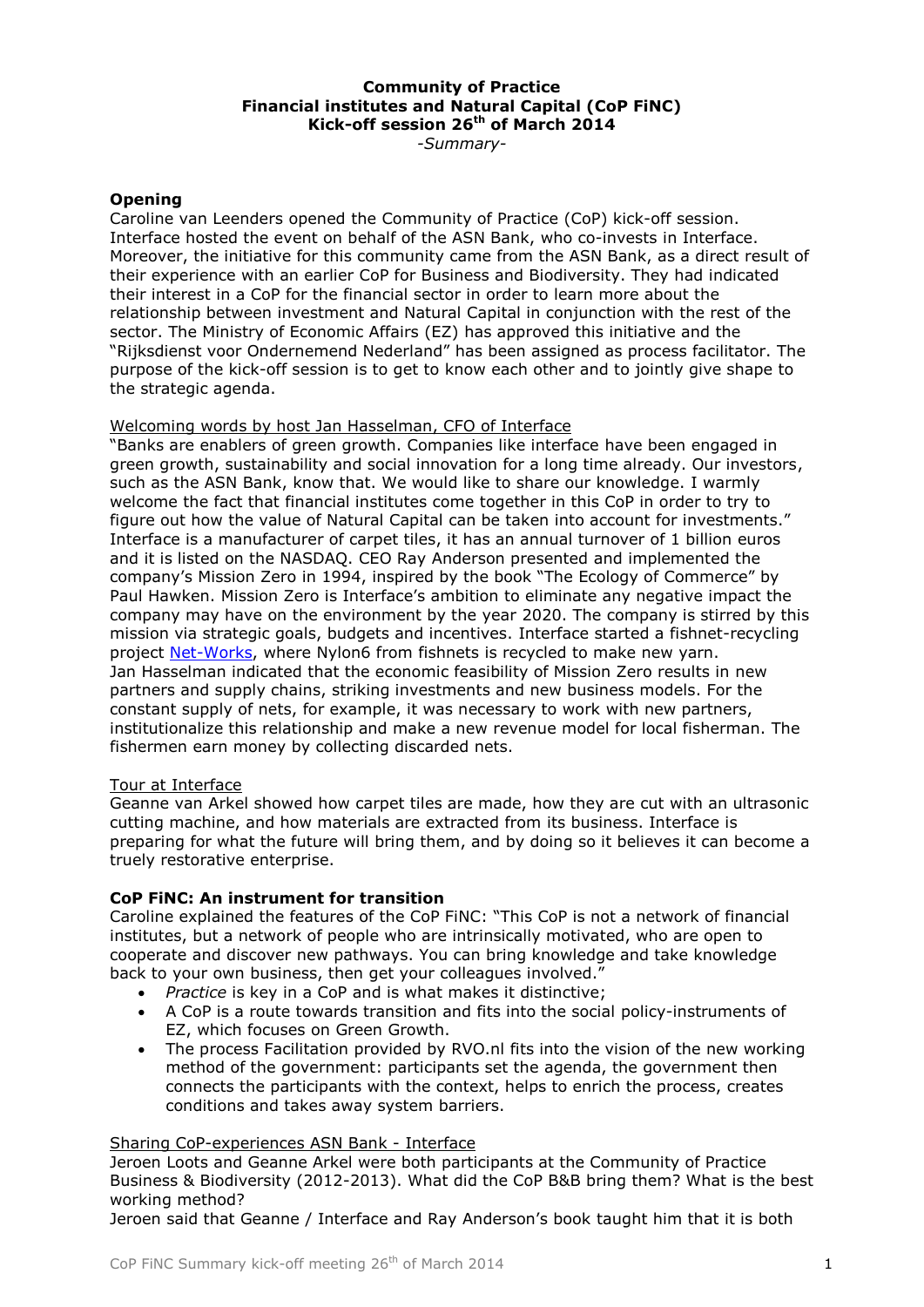# Community of Practice
# Financial institutes and Natural Capital (CoP FiNC)
# Kick-off session 26th of March 2014

*-Summary-*

## Opening

Caroline van Leenders opened the Community of Practice (CoP) kick-off session. Interface hosted the event on behalf of the ASN Bank, who co-invests in Interface. Moreover, the initiative for this community came from the ASN Bank, as a direct result of their experience with an earlier CoP for Business and Biodiversity. They had indicated their interest in a CoP for the financial sector in order to learn more about the relationship between investment and Natural Capital in conjunction with the rest of the sector. The Ministry of Economic Affairs (EZ) has approved this initiative and the "Rijksdienst voor Ondernemend Nederland" has been assigned as process facilitator. The purpose of the kick-off session is to get to know each other and to jointly give shape to the strategic agenda.

Welcoming words by host Jan Hasselman, CFO of Interface

"Banks are enablers of green growth. Companies like interface have been engaged in green growth, sustainability and social innovation for a long time already. Our investors, such as the ASN Bank, know that. We would like to share our knowledge. I warmly welcome the fact that financial institutes come together in this CoP in order to try to figure out how the value of Natural Capital can be taken into account for investments." Interface is a manufacturer of carpet tiles, it has an annual turnover of 1 billion euros and it is listed on the NASDAQ. CEO Ray Anderson presented and implemented the company's Mission Zero in 1994, inspired by the book "The Ecology of Commerce" by Paul Hawken. Mission Zero is Interface's ambition to eliminate any negative impact the company may have on the environment by the year 2020. The company is stirred by this mission via strategic goals, budgets and incentives. Interface started a fishnet-recycling project Net-Works, where Nylon6 from fishnets is recycled to make new yarn. Jan Hasselman indicated that the economic feasibility of Mission Zero results in new partners and supply chains, striking investments and new business models. For the constant supply of nets, for example, it was necessary to work with new partners, institutionalize this relationship and make a new revenue model for local fisherman. The fishermen earn money by collecting discarded nets.

Tour at Interface

Geanne van Arkel showed how carpet tiles are made, how they are cut with an ultrasonic cutting machine, and how materials are extracted from its business. Interface is preparing for what the future will bring them, and by doing so it believes it can become a truely restorative enterprise.

## CoP FiNC: An instrument for transition

Caroline explained the features of the CoP FiNC: "This CoP is not a network of financial institutes, but a network of people who are intrinsically motivated, who are open to cooperate and discover new pathways. You can bring knowledge and take knowledge back to your own business, then get your colleagues involved."

- *Practice* is key in a CoP and is what makes it distinctive;
- A CoP is a route towards transition and fits into the social policy-instruments of EZ, which focuses on Green Growth.
- The process Facilitation provided by RVO.nl fits into the vision of the new working method of the government: participants set the agenda, the government then connects the participants with the context, helps to enrich the process, creates conditions and takes away system barriers.

Sharing CoP-experiences ASN Bank - Interface

Jeroen Loots and Geanne Arkel were both participants at the Community of Practice Business & Biodiversity (2012-2013). What did the CoP B&B bring them? What is the best working method?

Jeroen said that Geanne / Interface and Ray Anderson's book taught him that it is both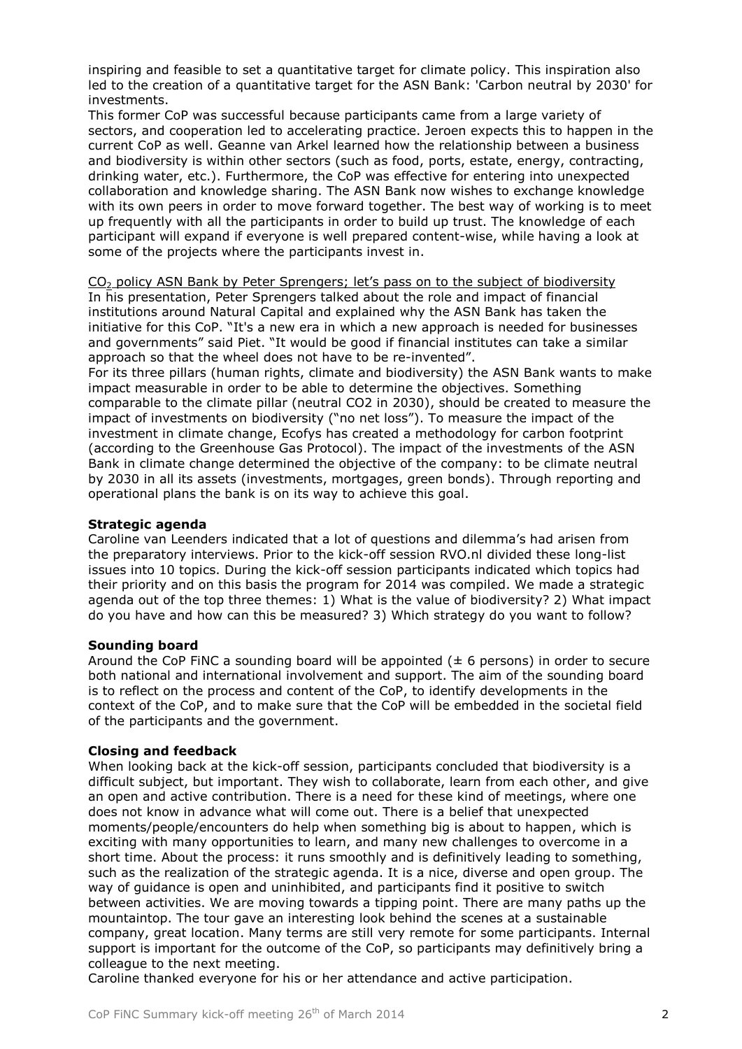inspiring and feasible to set a quantitative target for climate policy. This inspiration also led to the creation of a quantitative target for the ASN Bank: 'Carbon neutral by 2030' for investments.
This former CoP was successful because participants came from a large variety of sectors, and cooperation led to accelerating practice. Jeroen expects this to happen in the current CoP as well. Geanne van Arkel learned how the relationship between a business and biodiversity is within other sectors (such as food, ports, estate, energy, contracting, drinking water, etc.). Furthermore, the CoP was effective for entering into unexpected collaboration and knowledge sharing. The ASN Bank now wishes to exchange knowledge with its own peers in order to move forward together. The best way of working is to meet up frequently with all the participants in order to build up trust. The knowledge of each participant will expand if everyone is well prepared content-wise, while having a look at some of the projects where the participants invest in.

$CO_2$ policy ASN Bank by Peter Sprengers; let's pass on to the subject of biodiversity
In his presentation, Peter Sprengers talked about the role and impact of financial institutions around Natural Capital and explained why the ASN Bank has taken the initiative for this CoP. "It's a new era in which a new approach is needed for businesses and governments" said Piet. "It would be good if financial institutes can take a similar approach so that the wheel does not have to be re-invented".
For its three pillars (human rights, climate and biodiversity) the ASN Bank wants to make impact measurable in order to be able to determine the objectives. Something comparable to the climate pillar (neutral CO2 in 2030), should be created to measure the impact of investments on biodiversity ("no net loss"). To measure the impact of the investment in climate change, Ecofys has created a methodology for carbon footprint (according to the Greenhouse Gas Protocol). The impact of the investments of the ASN Bank in climate change determined the objective of the company: to be climate neutral by 2030 in all its assets (investments, mortgages, green bonds). Through reporting and operational plans the bank is on its way to achieve this goal.

**Strategic agenda**
Caroline van Leenders indicated that a lot of questions and dilemma's had arisen from the preparatory interviews. Prior to the kick-off session RVO.nl divided these long-list issues into 10 topics. During the kick-off session participants indicated which topics had their priority and on this basis the program for 2014 was compiled. We made a strategic agenda out of the top three themes: 1) What is the value of biodiversity? 2) What impact do you have and how can this be measured? 3) Which strategy do you want to follow?

**Sounding board**
Around the CoP FiNC a sounding board will be appointed (± 6 persons) in order to secure both national and international involvement and support. The aim of the sounding board is to reflect on the process and content of the CoP, to identify developments in the context of the CoP, and to make sure that the CoP will be embedded in the societal field of the participants and the government.

**Closing and feedback**
When looking back at the kick-off session, participants concluded that biodiversity is a difficult subject, but important. They wish to collaborate, learn from each other, and give an open and active contribution. There is a need for these kind of meetings, where one does not know in advance what will come out. There is a belief that unexpected moments/people/encounters do help when something big is about to happen, which is exciting with many opportunities to learn, and many new challenges to overcome in a short time. About the process: it runs smoothly and is definitively leading to something, such as the realization of the strategic agenda. It is a nice, diverse and open group. The way of guidance is open and uninhibited, and participants find it positive to switch between activities. We are moving towards a tipping point. There are many paths up the mountaintop. The tour gave an interesting look behind the scenes at a sustainable company, great location. Many terms are still very remote for some participants. Internal support is important for the outcome of the CoP, so participants may definitively bring a colleague to the next meeting.
Caroline thanked everyone for his or her attendance and active participation.